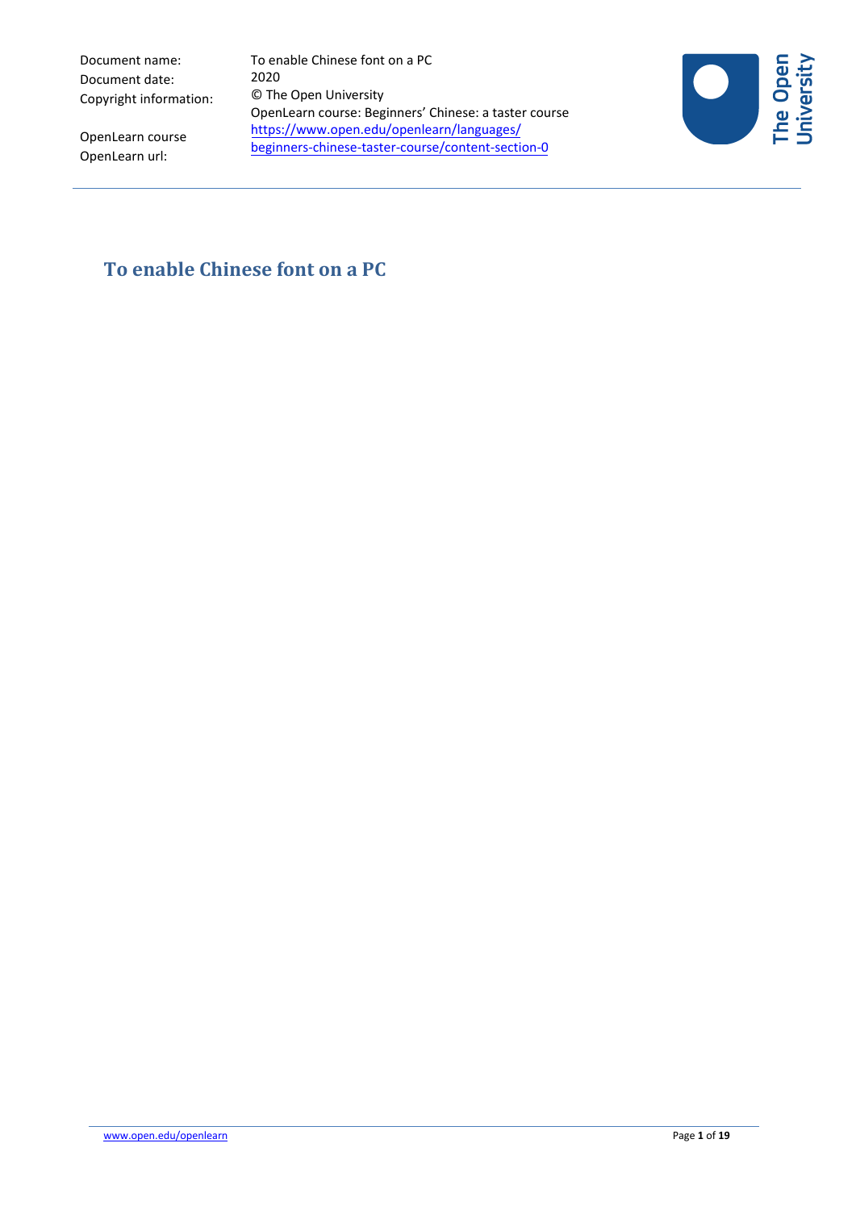| | |
|---|---|
| Document name: | To enable Chinese font on a PC |
| Document date: | 2020 |
| Copyright information: | © The Open University |
| OpenLearn course | OpenLearn course: Beginners' Chinese: a taster course |
| OpenLearn url: | https://www.open.edu/openlearn/languages/beginners-chinese-taster-course/content-section-0 |

# To enable Chinese font on a PC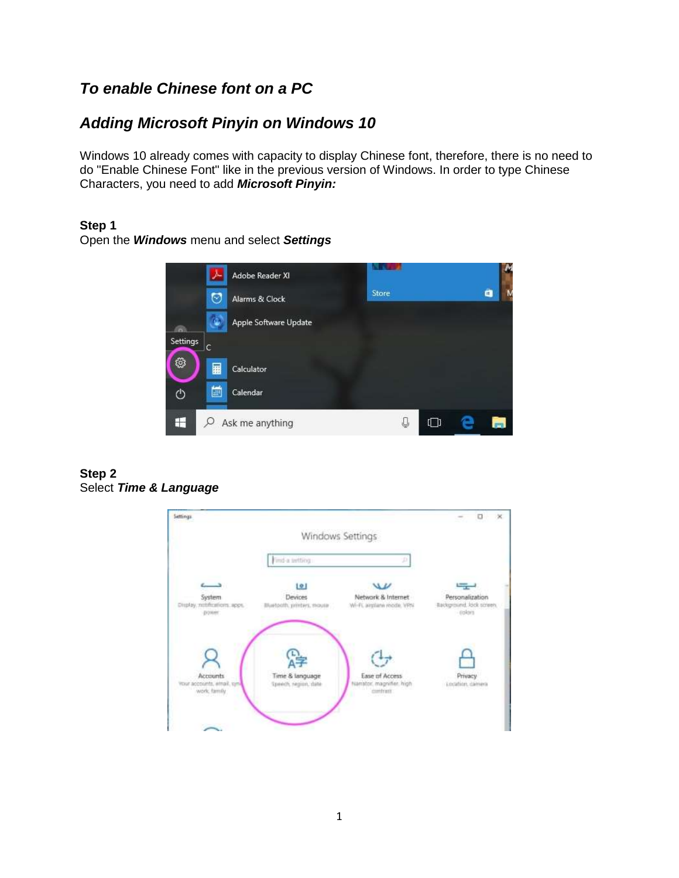## *To enable Chinese font on a PC*

## *Adding Microsoft Pinyin on Windows 10*

Windows 10 already comes with capacity to display Chinese font, therefore, there is no need to do "Enable Chinese Font" like in the previous version of Windows. In order to type Chinese Characters, you need to add ***Microsoft Pinyin:***

**Step 1**
Open the ***Windows*** menu and select ***Settings***

**Step 2**
Select ***Time & Language***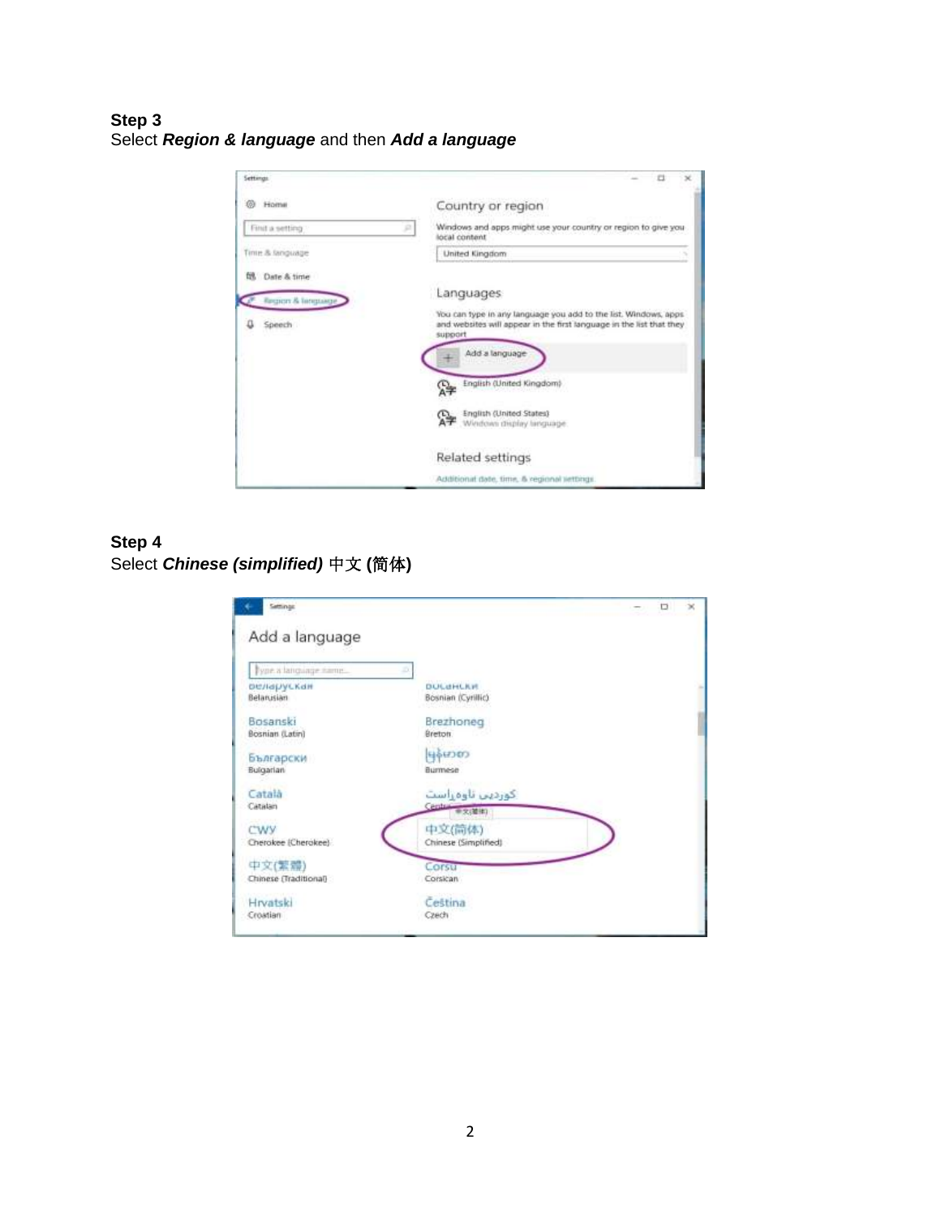**Step 3**
Select ***Region & language*** and then ***Add a language***

**Step 4**
Select ***Chinese (simplified)*** **中文 (简体)**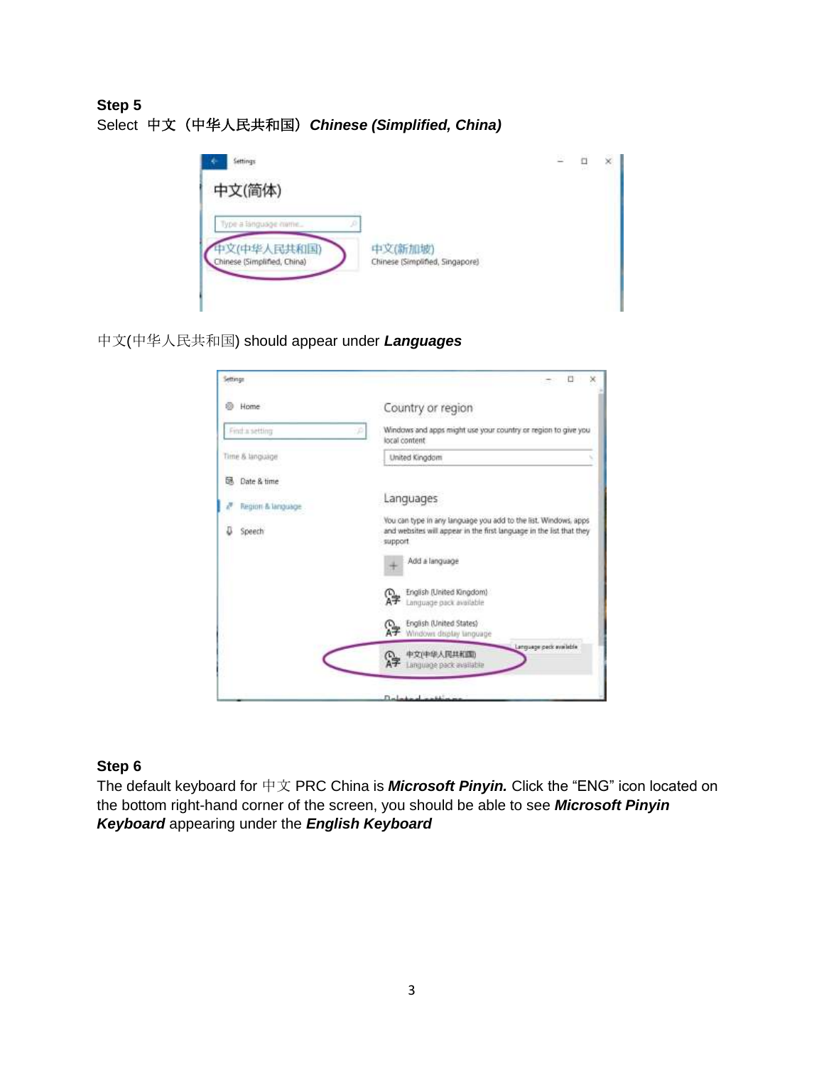**Step 5**

Select 中文（中华人民共和国）***Chinese (Simplified, China)***

中文(中华人民共和国) should appear under ***Languages***

**Step 6**

The default keyboard for 中文 PRC China is ***Microsoft Pinyin.*** Click the "ENG" icon located on the bottom right-hand corner of the screen, you should be able to see ***Microsoft Pinyin Keyboard*** appearing under the ***English Keyboard***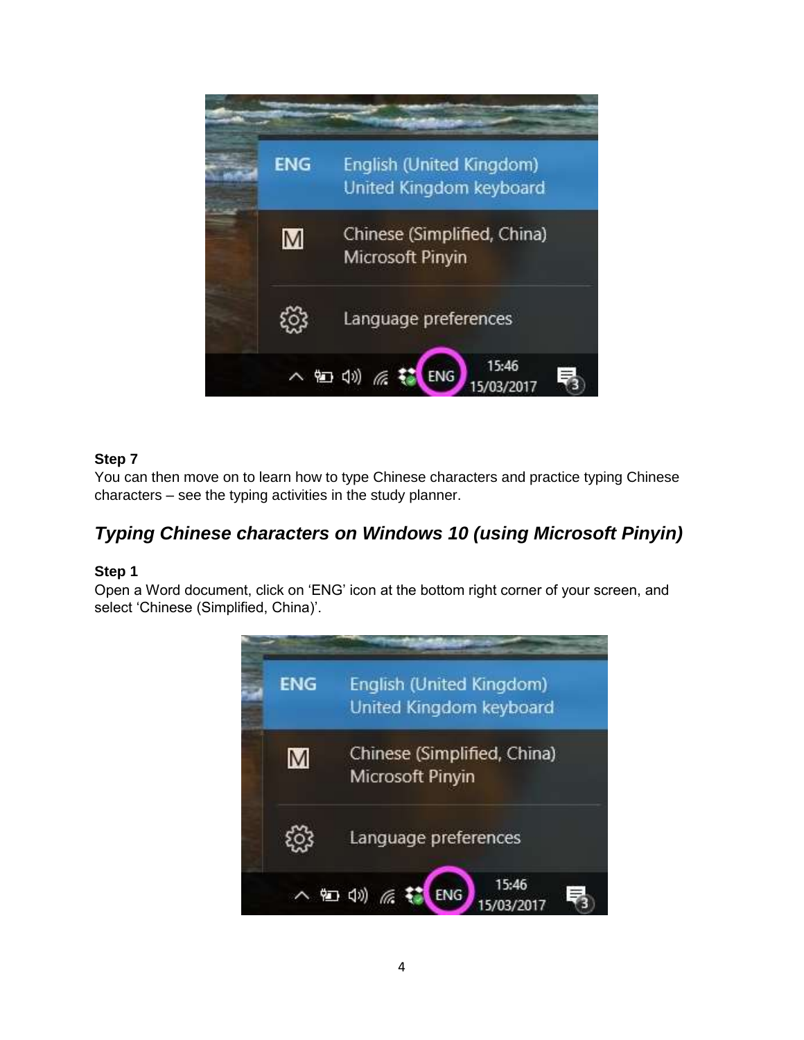**Step 7**

You can then move on to learn how to type Chinese characters and practice typing Chinese characters – see the typing activities in the study planner.

## *Typing Chinese characters on Windows 10 (using Microsoft Pinyin)*

**Step 1**

Open a Word document, click on 'ENG' icon at the bottom right corner of your screen, and select 'Chinese (Simplified, China)'.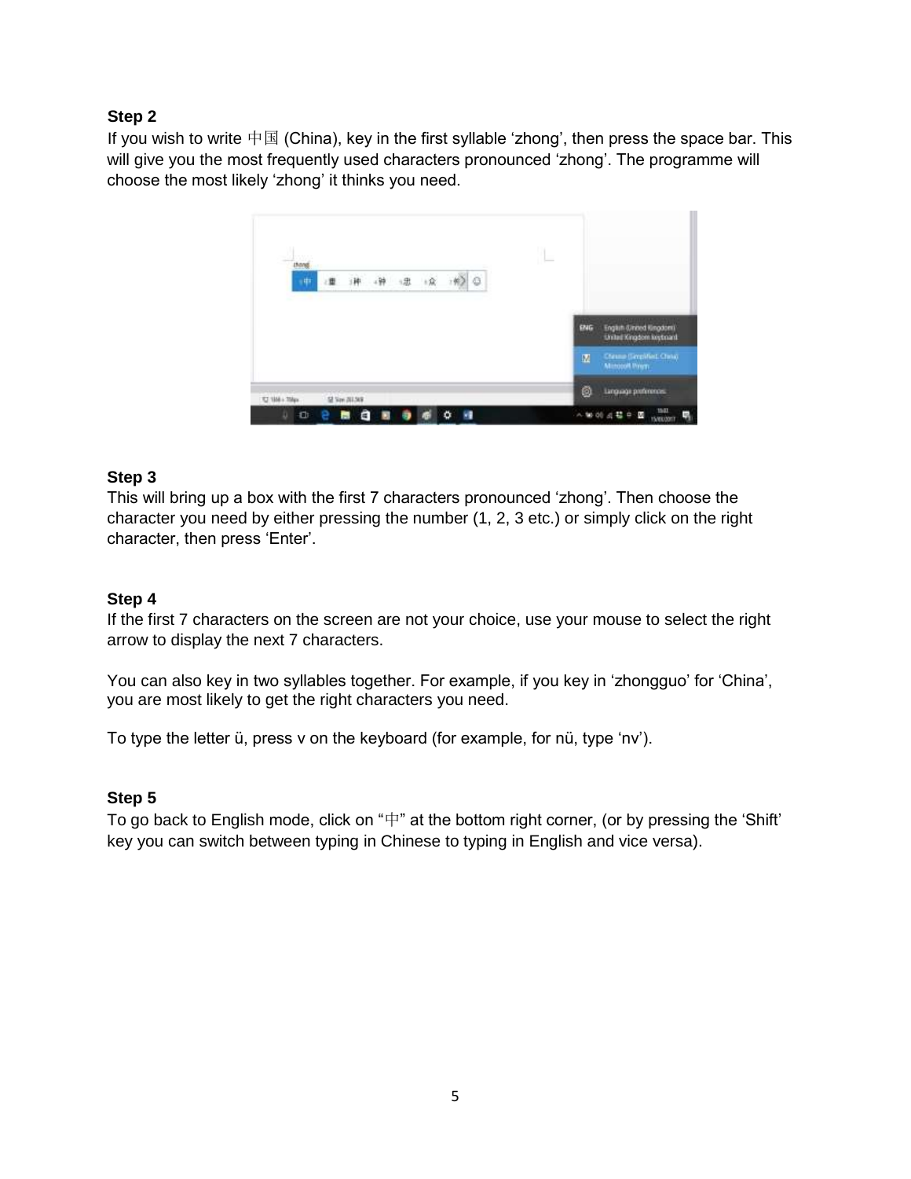**Step 2**

If you wish to write 中国 (China), key in the first syllable ‘zhong’, then press the space bar. This will give you the most frequently used characters pronounced ‘zhong’. The programme will choose the most likely ‘zhong’ it thinks you need.

**Step 3**

This will bring up a box with the first 7 characters pronounced ‘zhong’. Then choose the character you need by either pressing the number (1, 2, 3 etc.) or simply click on the right character, then press ‘Enter’.

**Step 4**

If the first 7 characters on the screen are not your choice, use your mouse to select the right arrow to display the next 7 characters.

You can also key in two syllables together. For example, if you key in ‘zhongguo’ for ‘China’, you are most likely to get the right characters you need.

To type the letter ü, press v on the keyboard (for example, for nü, type ‘nv’).

**Step 5**

To go back to English mode, click on “中” at the bottom right corner, (or by pressing the ‘Shift’ key you can switch between typing in Chinese to typing in English and vice versa).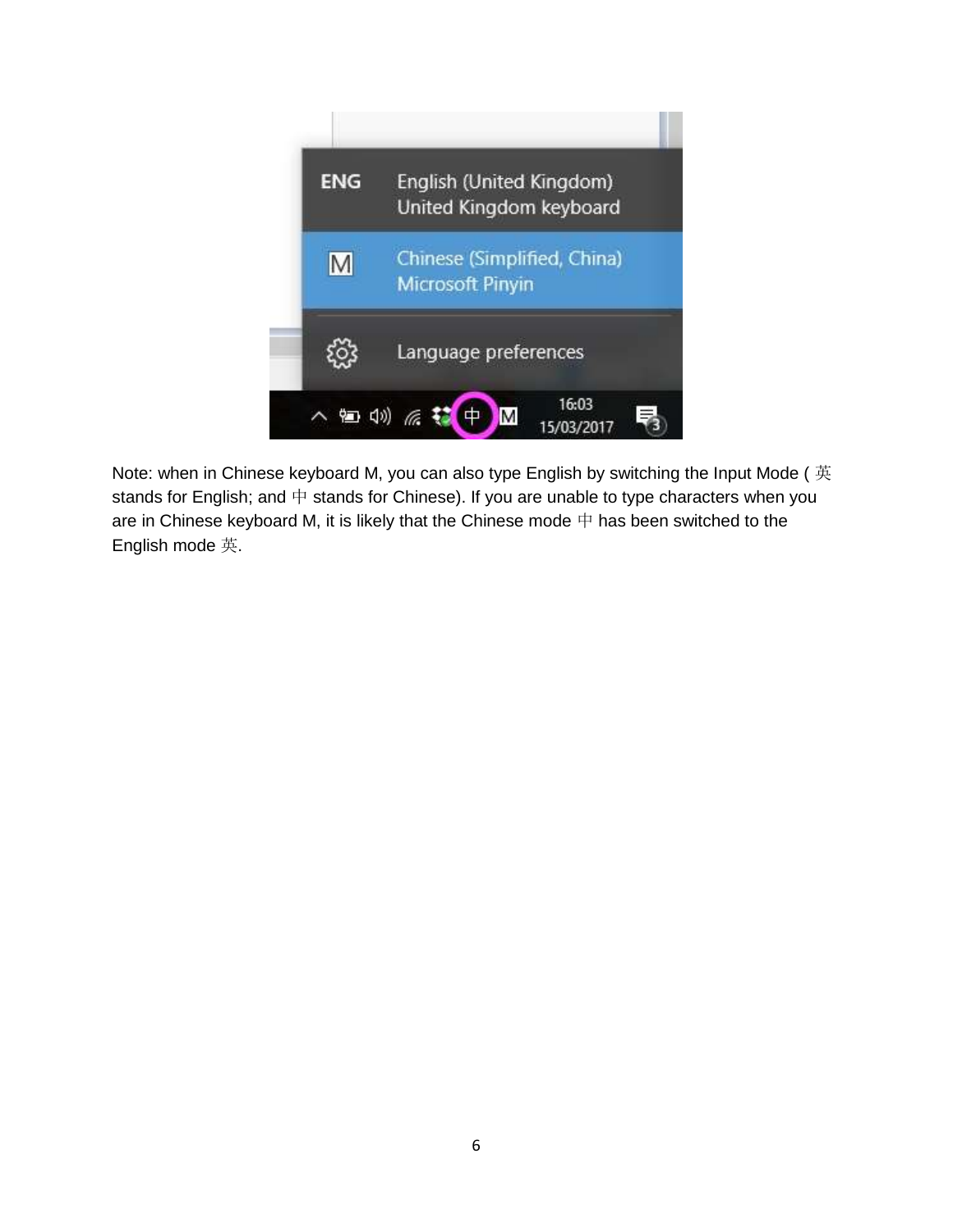Note: when in Chinese keyboard M, you can also type English by switching the Input Mode ( 英 stands for English; and 中 stands for Chinese). If you are unable to type characters when you are in Chinese keyboard M, it is likely that the Chinese mode 中 has been switched to the English mode 英.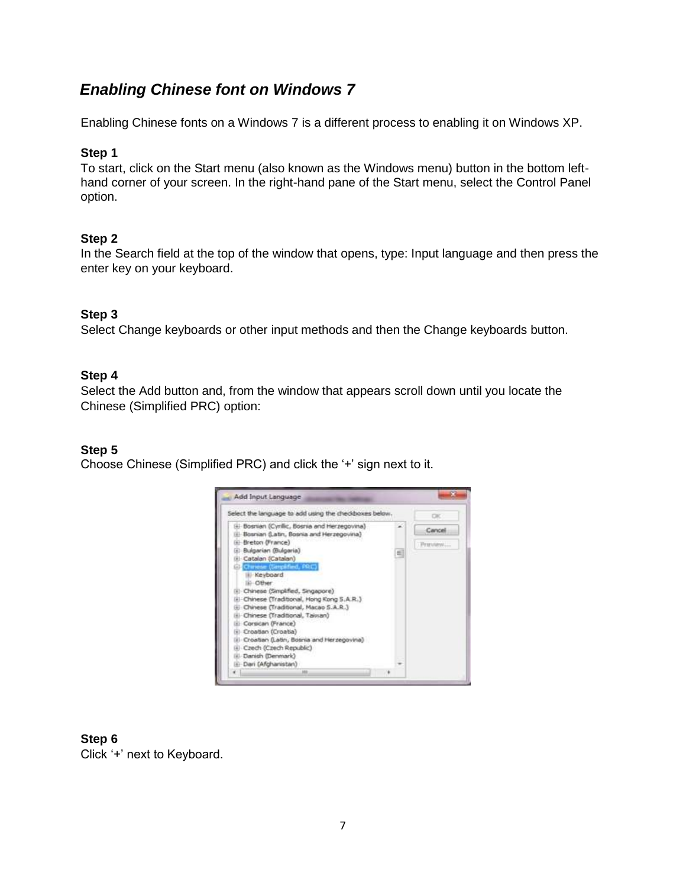## *Enabling Chinese font on Windows 7*

Enabling Chinese fonts on a Windows 7 is a different process to enabling it on Windows XP.

**Step 1**
To start, click on the Start menu (also known as the Windows menu) button in the bottom left-hand corner of your screen. In the right-hand pane of the Start menu, select the Control Panel option.

**Step 2**
In the Search field at the top of the window that opens, type: Input language and then press the enter key on your keyboard.

**Step 3**
Select Change keyboards or other input methods and then the Change keyboards button.

**Step 4**
Select the Add button and, from the window that appears scroll down until you locate the Chinese (Simplified PRC) option:

**Step 5**
Choose Chinese (Simplified PRC) and click the '+' sign next to it.

**Step 6**
Click '+' next to Keyboard.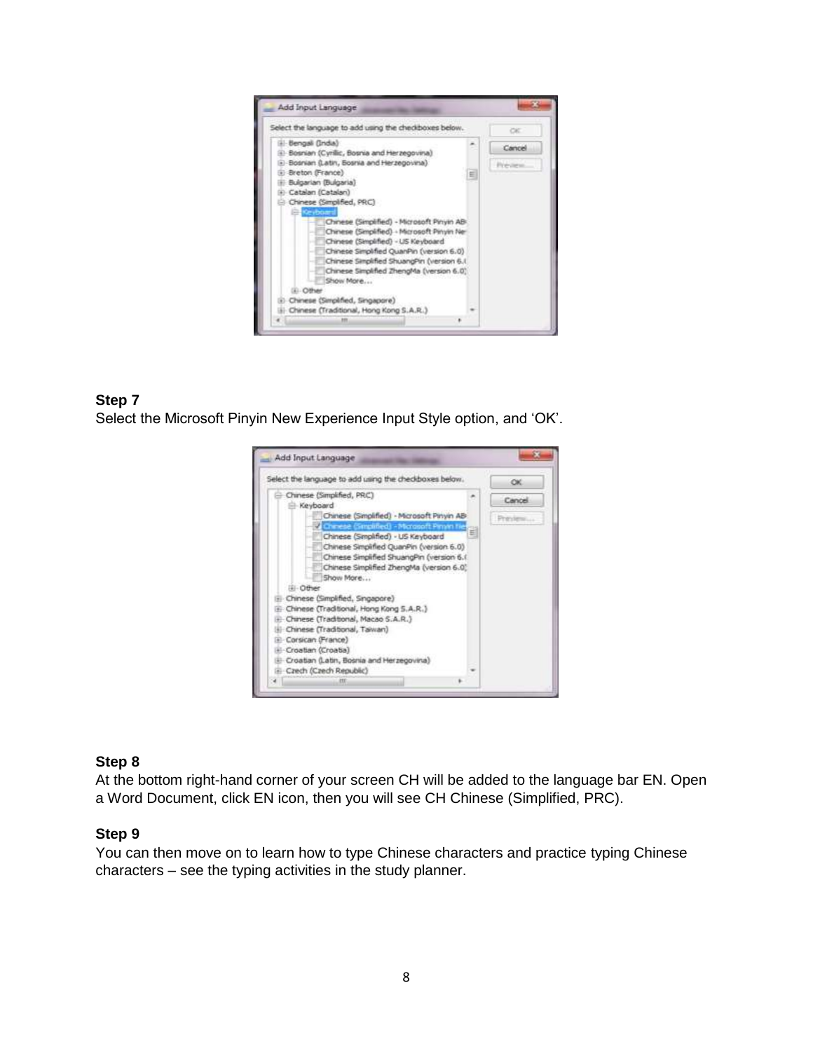**Step 7**

Select the Microsoft Pinyin New Experience Input Style option, and 'OK'.

**Step 8**

At the bottom right-hand corner of your screen CH will be added to the language bar EN. Open a Word Document, click EN icon, then you will see CH Chinese (Simplified, PRC).

**Step 9**

You can then move on to learn how to type Chinese characters and practice typing Chinese characters – see the typing activities in the study planner.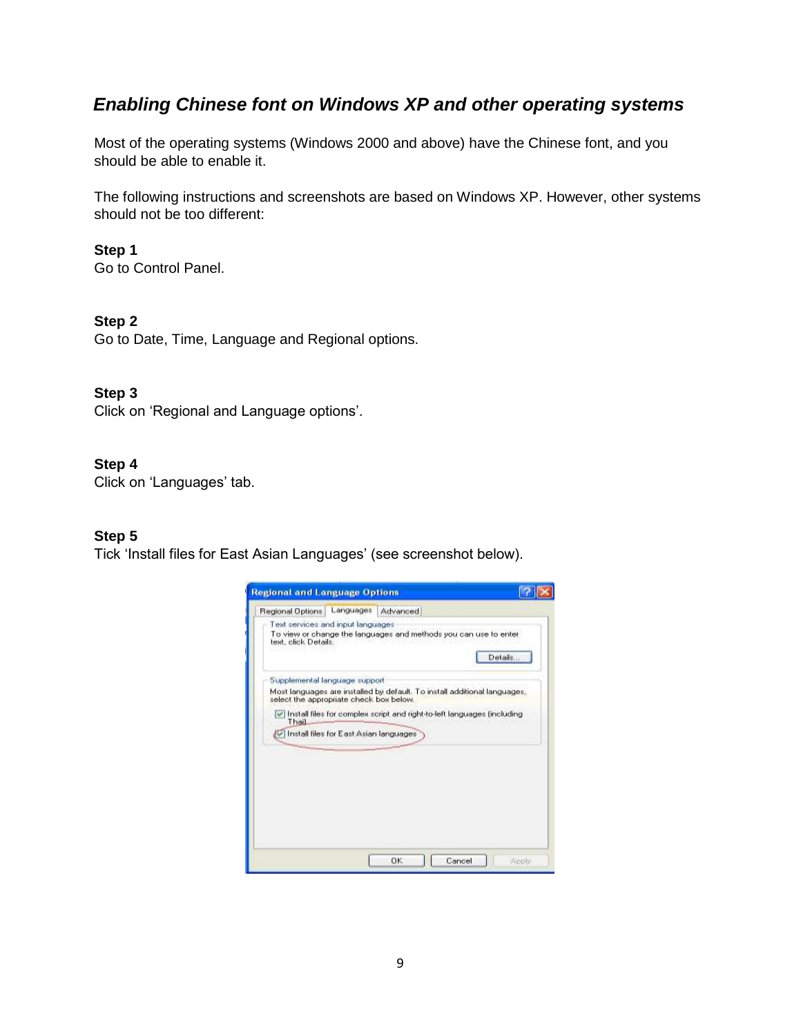## *Enabling Chinese font on Windows XP and other operating systems*

Most of the operating systems (Windows 2000 and above) have the Chinese font, and you should be able to enable it.

The following instructions and screenshots are based on Windows XP. However, other systems should not be too different:

**Step 1**
Go to Control Panel.

**Step 2**
Go to Date, Time, Language and Regional options.

**Step 3**
Click on 'Regional and Language options'.

**Step 4**
Click on 'Languages' tab.

**Step 5**
Tick 'Install files for East Asian Languages' (see screenshot below).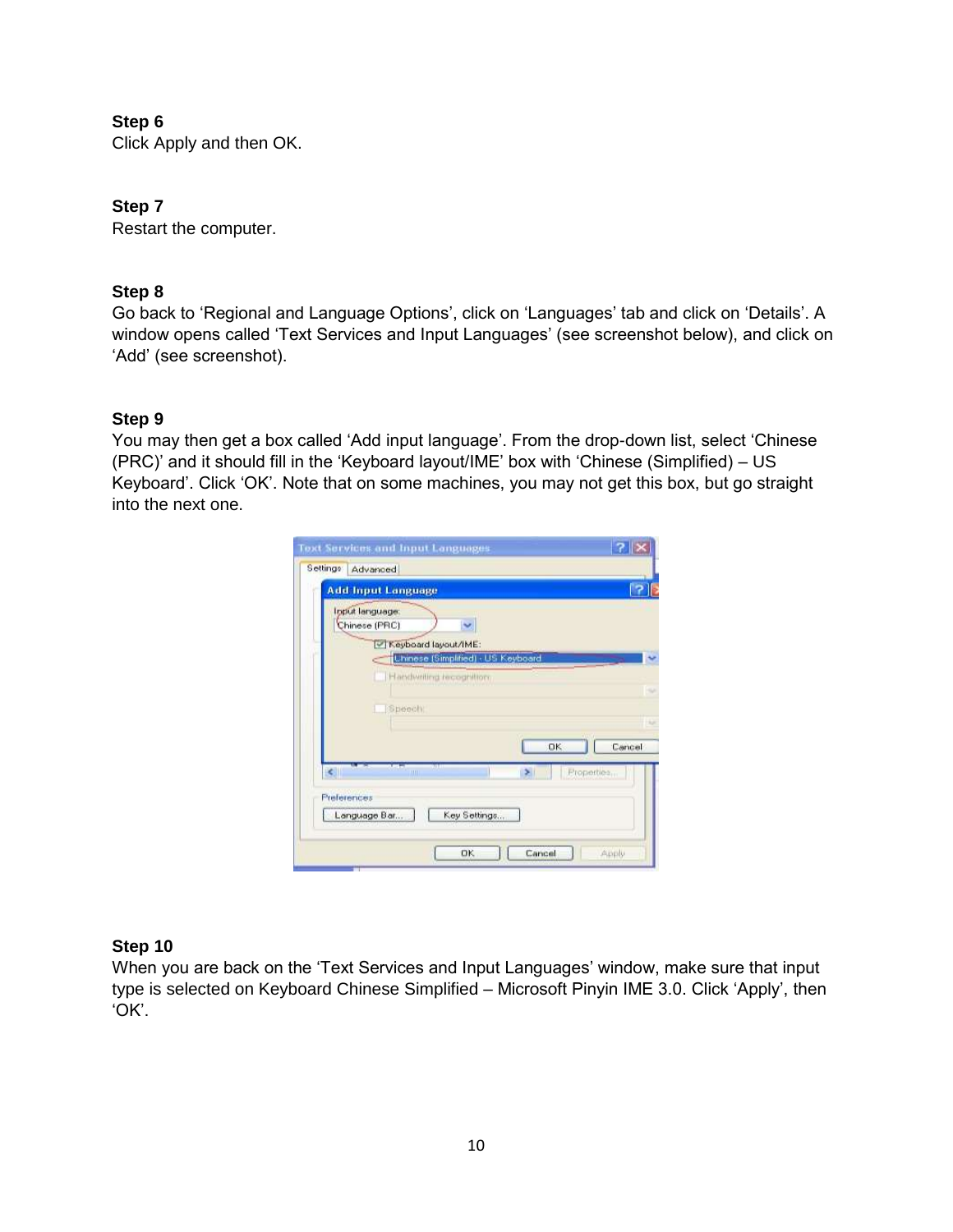**Step 6**
Click Apply and then OK.

**Step 7**
Restart the computer.

**Step 8**
Go back to 'Regional and Language Options', click on 'Languages' tab and click on 'Details'. A window opens called 'Text Services and Input Languages' (see screenshot below), and click on 'Add' (see screenshot).

**Step 9**
You may then get a box called 'Add input language'. From the drop-down list, select 'Chinese (PRC)' and it should fill in the 'Keyboard layout/IME' box with 'Chinese (Simplified) – US Keyboard'. Click 'OK'. Note that on some machines, you may not get this box, but go straight into the next one.

**Step 10**
When you are back on the 'Text Services and Input Languages' window, make sure that input type is selected on Keyboard Chinese Simplified – Microsoft Pinyin IME 3.0. Click 'Apply', then 'OK'.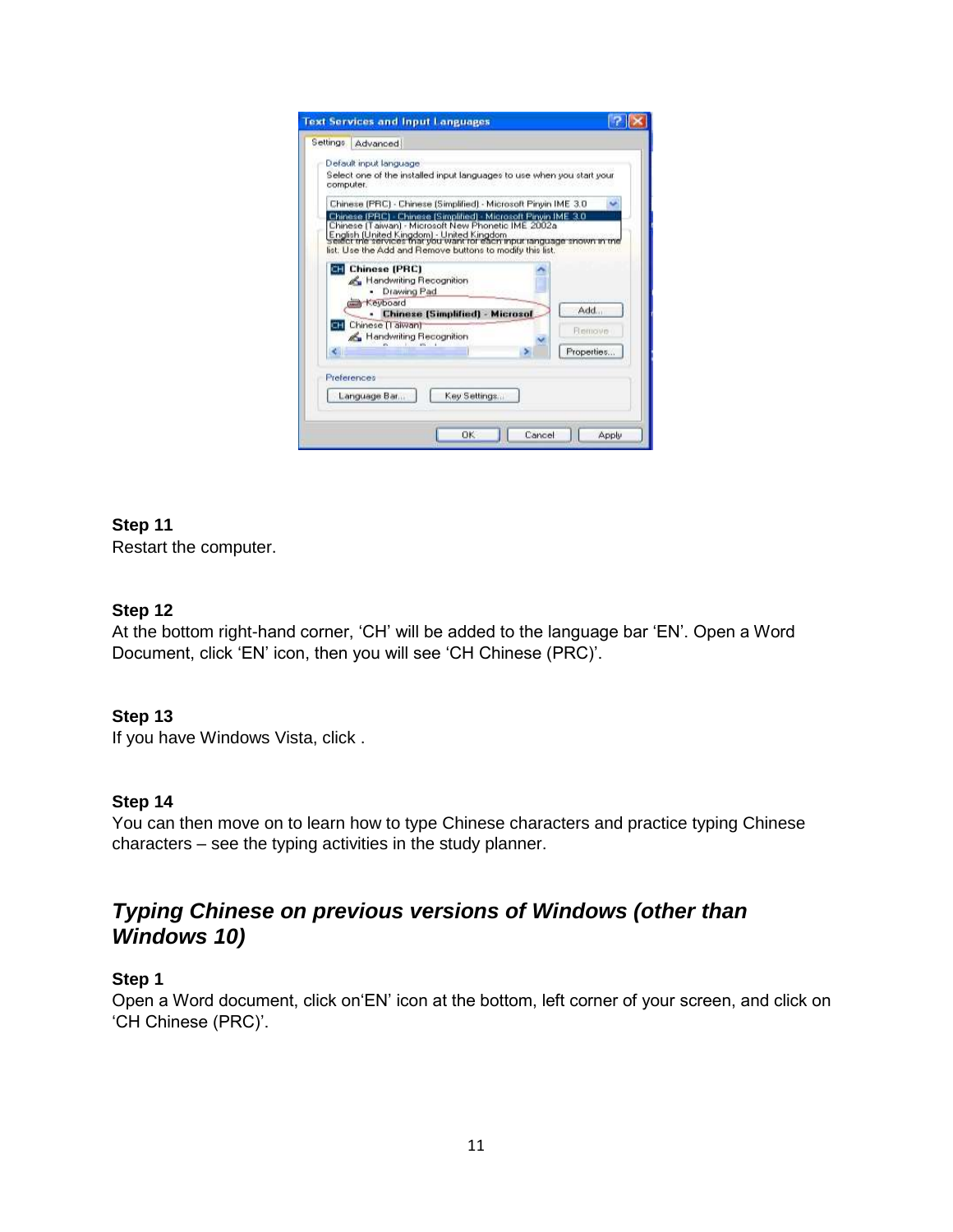**Step 11**
Restart the computer.

**Step 12**
At the bottom right-hand corner, ‘CH’ will be added to the language bar ‘EN’. Open a Word Document, click ‘EN’ icon, then you will see ‘CH Chinese (PRC)’.

**Step 13**
If you have Windows Vista, click .

**Step 14**
You can then move on to learn how to type Chinese characters and practice typing Chinese characters – see the typing activities in the study planner.

## *Typing Chinese on previous versions of Windows (other than Windows 10)*

**Step 1**
Open a Word document, click on‘EN’ icon at the bottom, left corner of your screen, and click on ‘CH Chinese (PRC)’.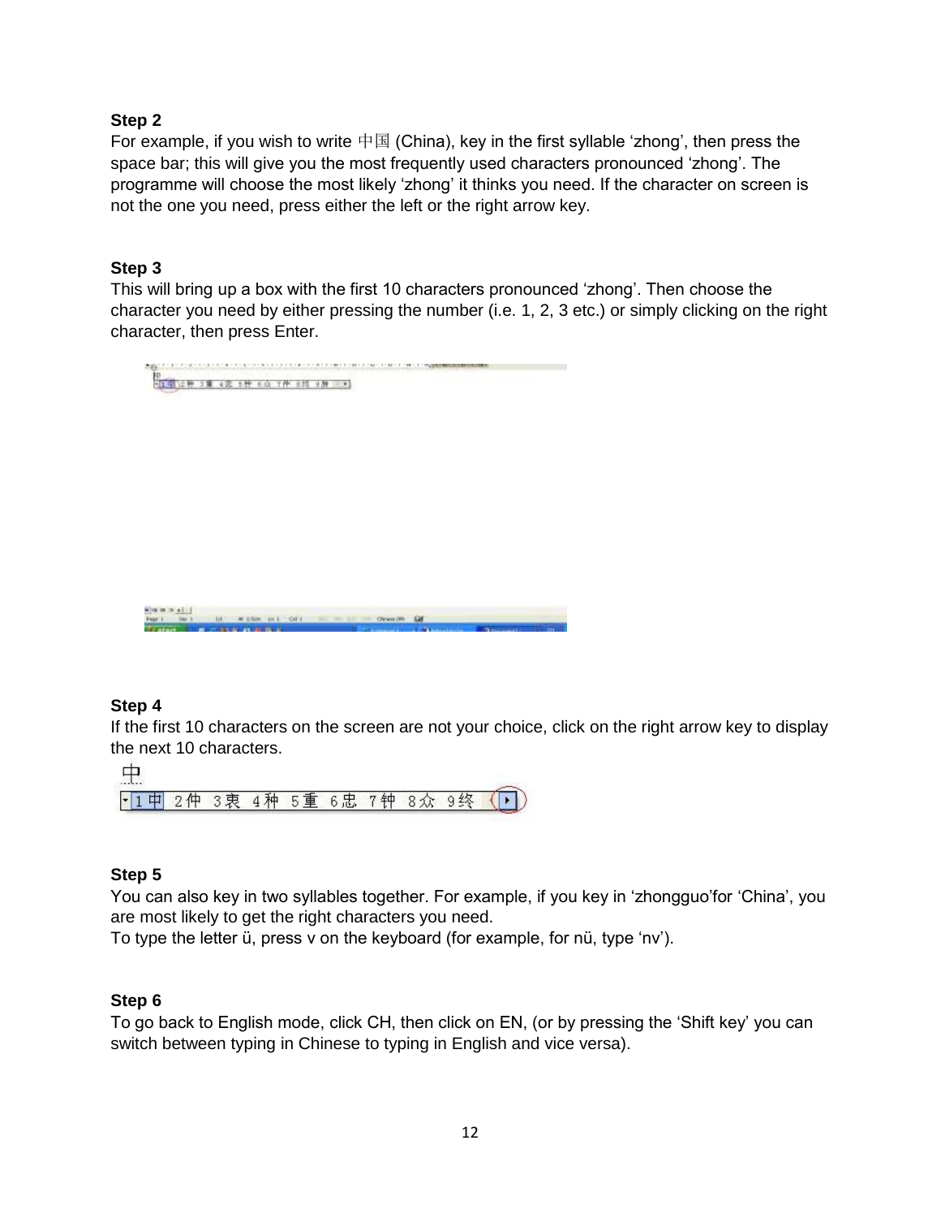**Step 2**

For example, if you wish to write 中国 (China), key in the first syllable 'zhong', then press the space bar; this will give you the most frequently used characters pronounced 'zhong'. The programme will choose the most likely 'zhong' it thinks you need. If the character on screen is not the one you need, press either the left or the right arrow key.

**Step 3**

This will bring up a box with the first 10 characters pronounced 'zhong'. Then choose the character you need by either pressing the number (i.e. 1, 2, 3 etc.) or simply clicking on the right character, then press Enter.

**Step 4**

If the first 10 characters on the screen are not your choice, click on the right arrow key to display the next 10 characters.

**Step 5**

You can also key in two syllables together. For example, if you key in 'zhongguo'for 'China', you are most likely to get the right characters you need.

To type the letter ü, press v on the keyboard (for example, for nü, type 'nv').

**Step 6**

To go back to English mode, click CH, then click on EN, (or by pressing the 'Shift key' you can switch between typing in Chinese to typing in English and vice versa).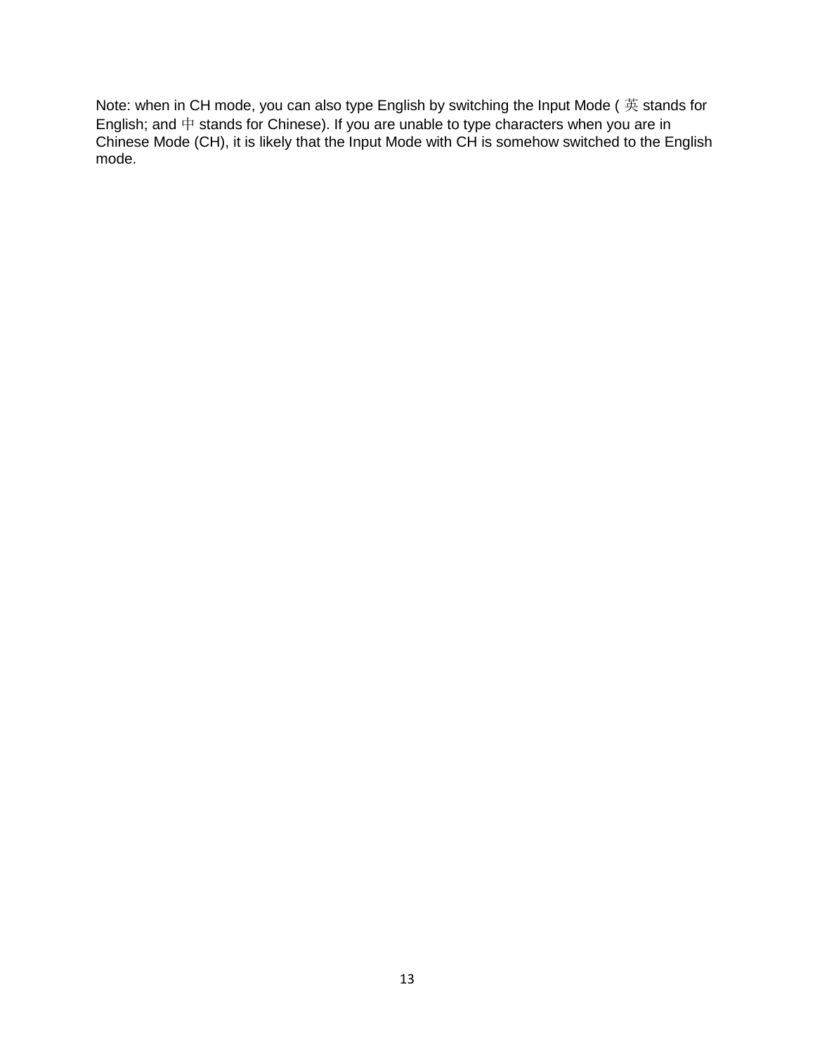Note: when in CH mode, you can also type English by switching the Input Mode ( 英 stands for English; and 中 stands for Chinese). If you are unable to type characters when you are in Chinese Mode (CH), it is likely that the Input Mode with CH is somehow switched to the English mode.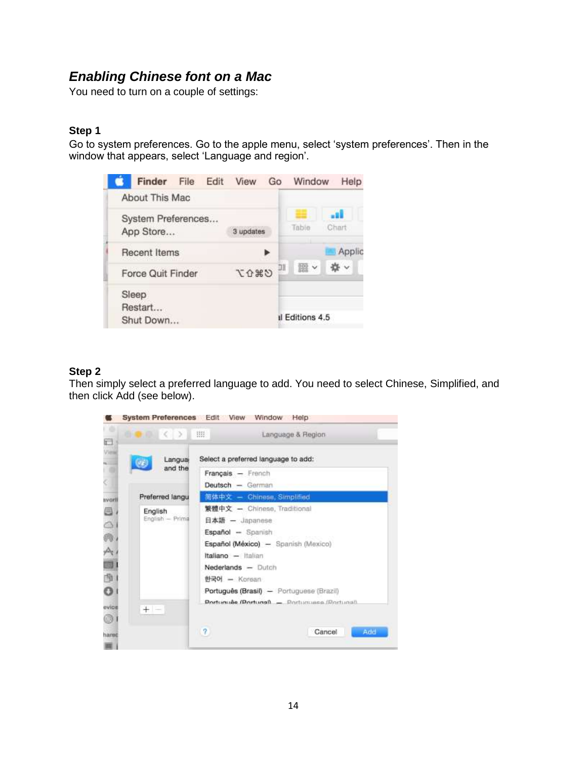### ***Enabling Chinese font on a Mac***

You need to turn on a couple of settings:

**Step 1**

Go to system preferences. Go to the apple menu, select 'system preferences'. Then in the window that appears, select 'Language and region'.

**Step 2**

Then simply select a preferred language to add. You need to select Chinese, Simplified, and then click Add (see below).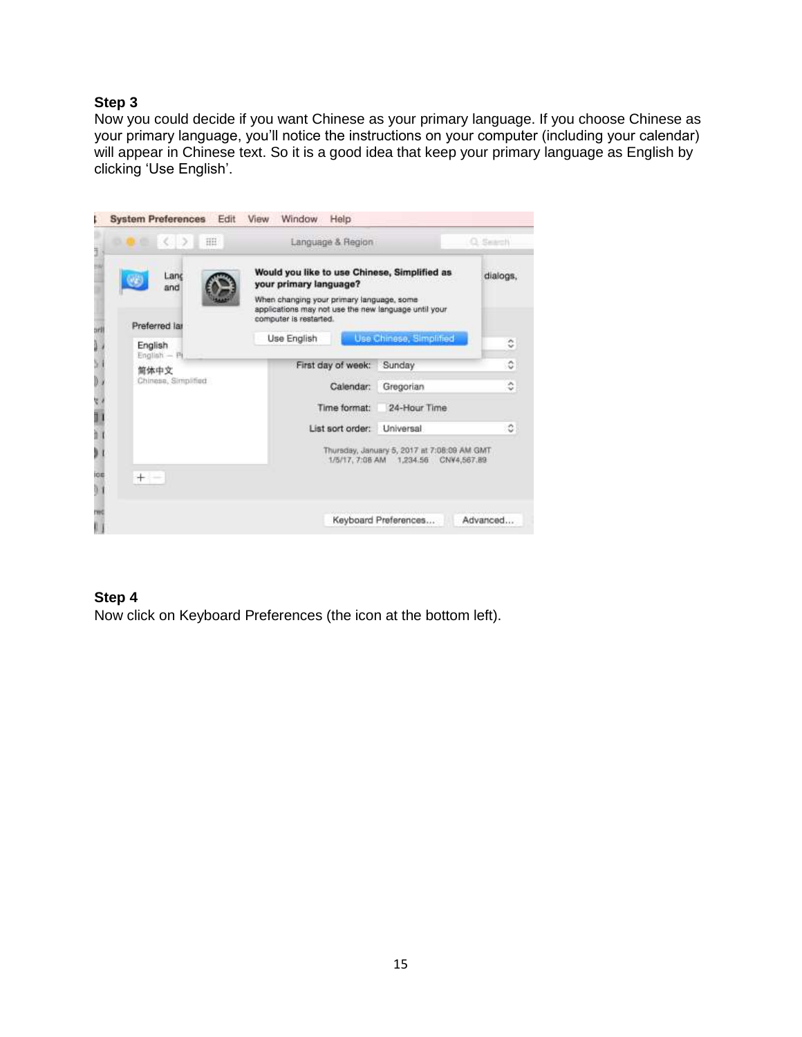**Step 3**

Now you could decide if you want Chinese as your primary language. If you choose Chinese as your primary language, you'll notice the instructions on your computer (including your calendar) will appear in Chinese text. So it is a good idea that keep your primary language as English by clicking 'Use English'.

**Step 4**

Now click on Keyboard Preferences (the icon at the bottom left).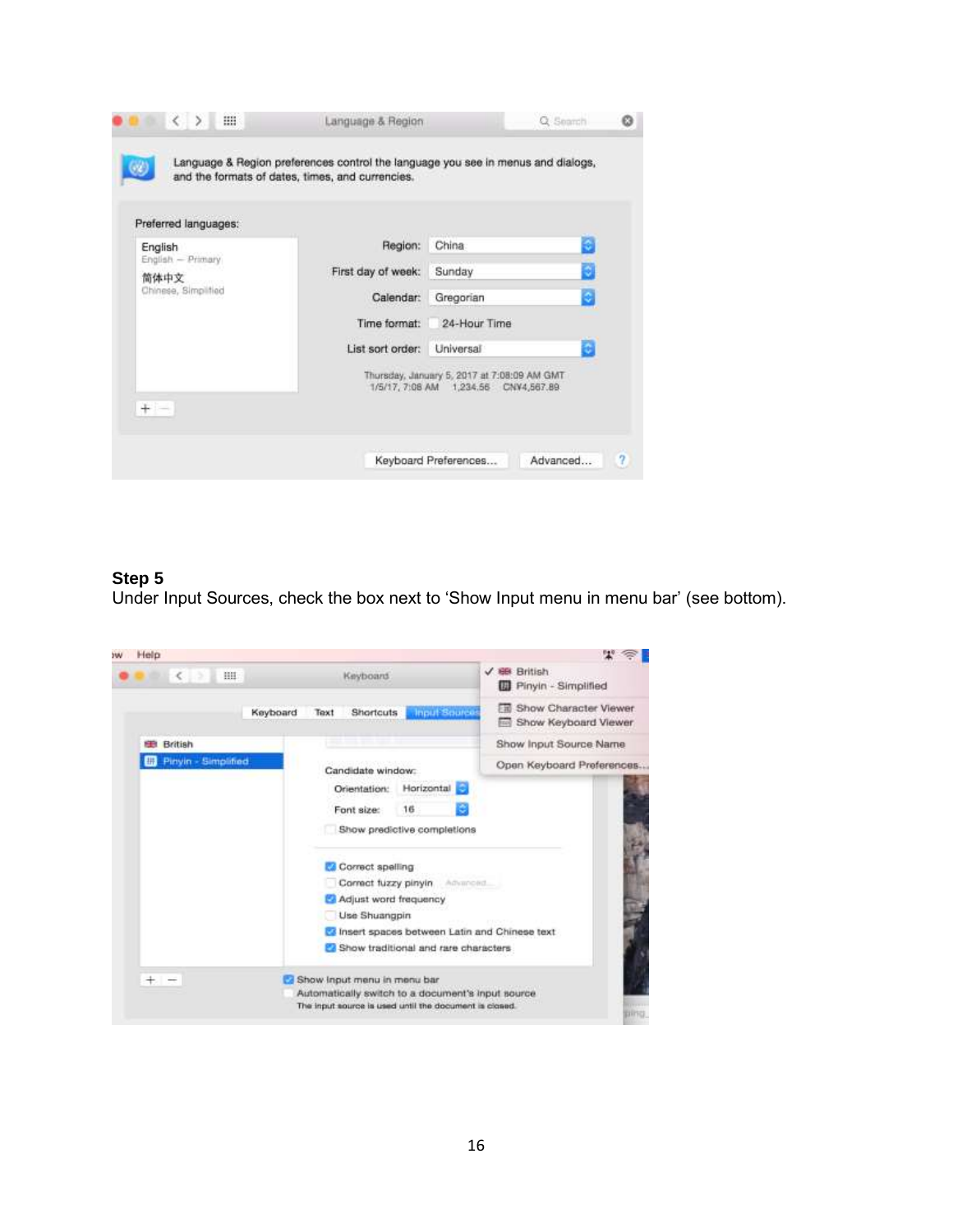**Step 5**
Under Input Sources, check the box next to 'Show Input menu in menu bar' (see bottom).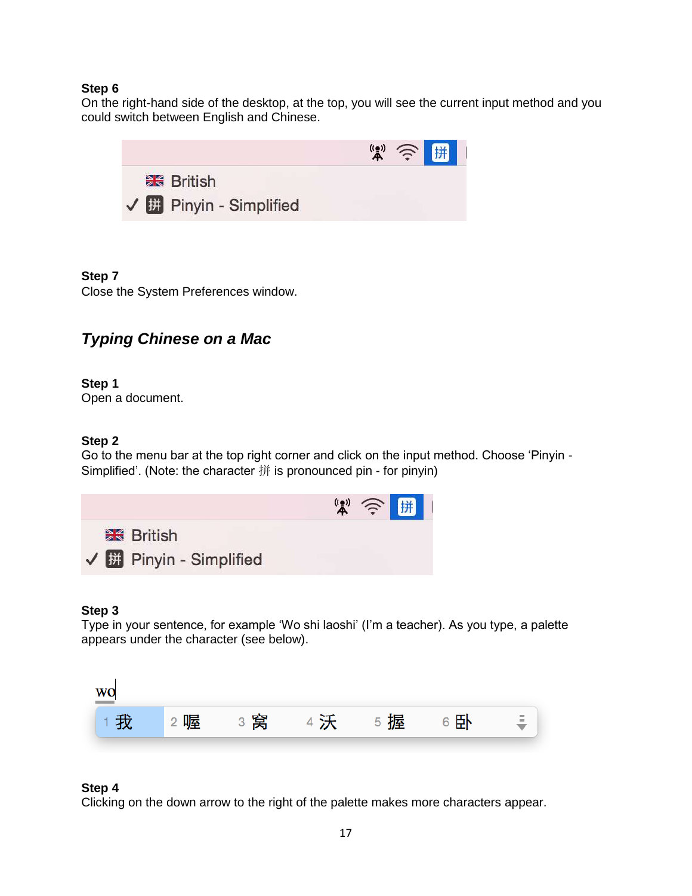**Step 6**
On the right-hand side of the desktop, at the top, you will see the current input method and you could switch between English and Chinese.

**Step 7**
Close the System Preferences window.

## *Typing Chinese on a Mac*

**Step 1**
Open a document.

**Step 2**
Go to the menu bar at the top right corner and click on the input method. Choose 'Pinyin - Simplified'. (Note: the character 拼 is pronounced pin - for pinyin)

**Step 3**
Type in your sentence, for example 'Wo shi laoshi' (I'm a teacher). As you type, a palette appears under the character (see below).

**Step 4**
Clicking on the down arrow to the right of the palette makes more characters appear.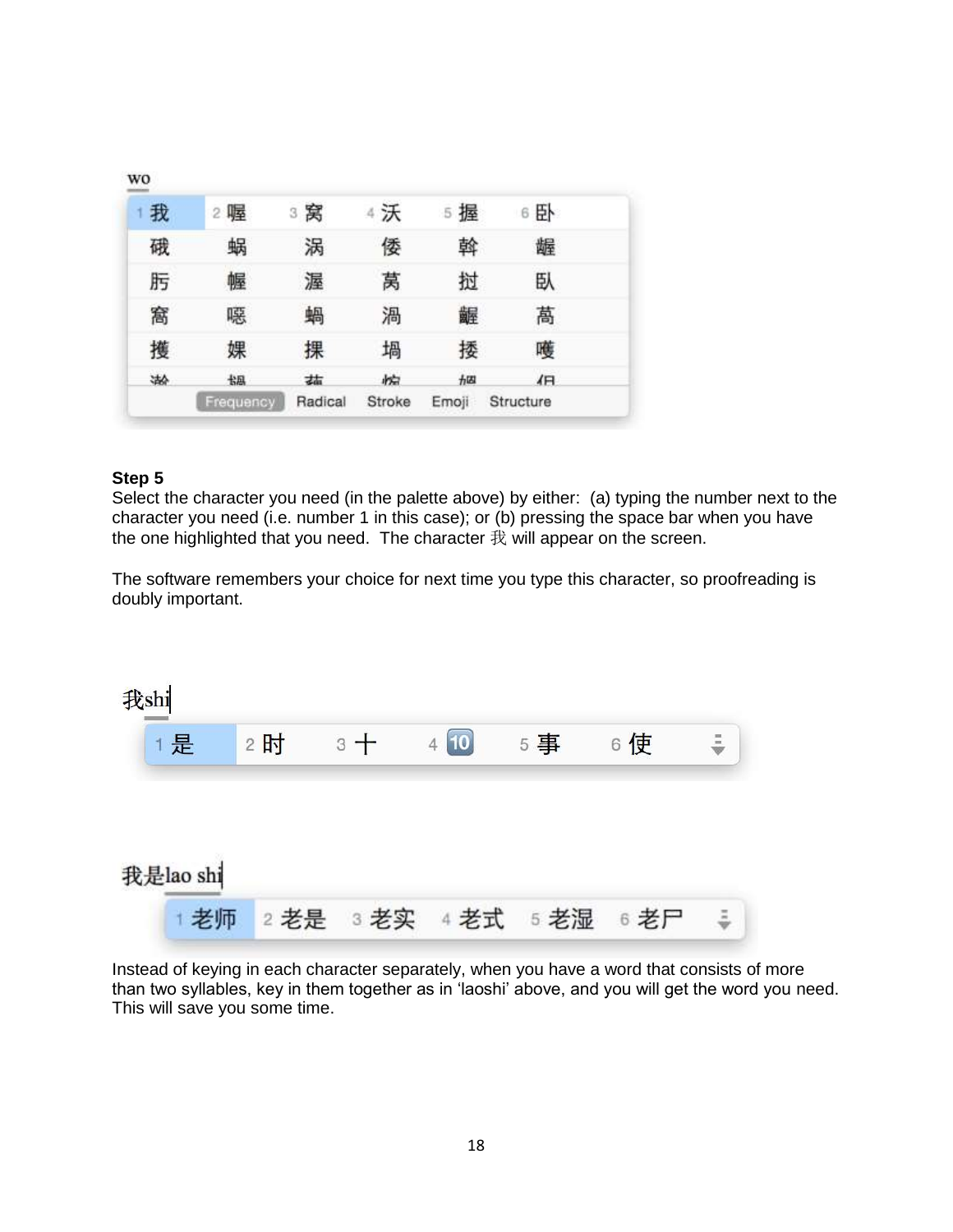**Step 5**

Select the character you need (in the palette above) by either: (a) typing the number next to the character you need (i.e. number 1 in this case); or (b) pressing the space bar when you have the one highlighted that you need. The character 我 will appear on the screen.

The software remembers your choice for next time you type this character, so proofreading is doubly important.

Instead of keying in each character separately, when you have a word that consists of more than two syllables, key in them together as in 'laoshi' above, and you will get the word you need. This will save you some time.